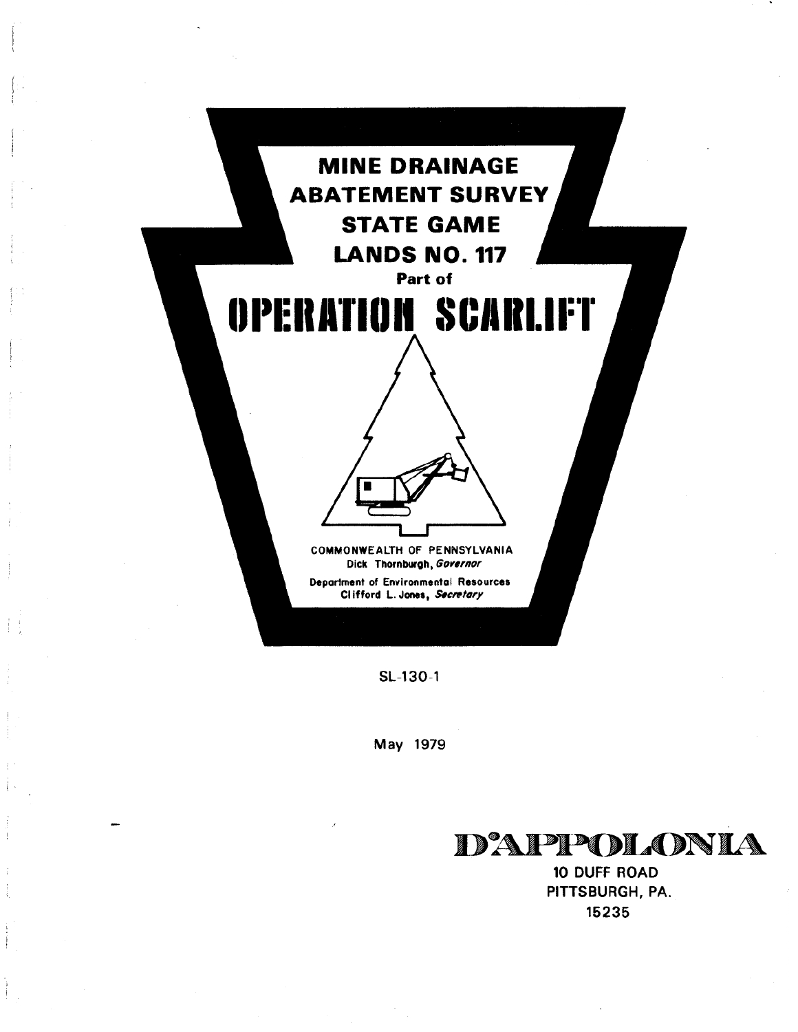# MINE DRAINAGE ABATEMENT SURVEY STATE GAME LANDS NO. 117

Part of

# OPERATION SCARLIFT

COMMONWEALTH OF PENNSYLVANIA
Dick Thornburgh, *Governor*

Department of Environmental Resources
Clifford L. Jones, *Secretary*

SL-130-1

May 1979

**D'APPOLONIA**
10 DUFF ROAD
PITTSBURGH, PA.
15235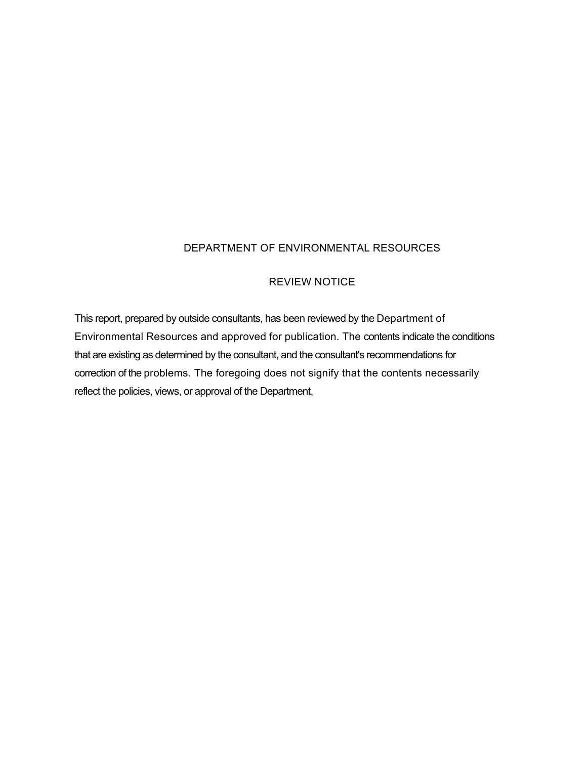# DEPARTMENT OF ENVIRONMENTAL RESOURCES

## REVIEW NOTICE

This report, prepared by outside consultants, has been reviewed by the Department of Environmental Resources and approved for publication. The contents indicate the conditions that are existing as determined by the consultant, and the consultant's recommendations for correction of the problems. The foregoing does not signify that the contents necessarily reflect the policies, views, or approval of the Department,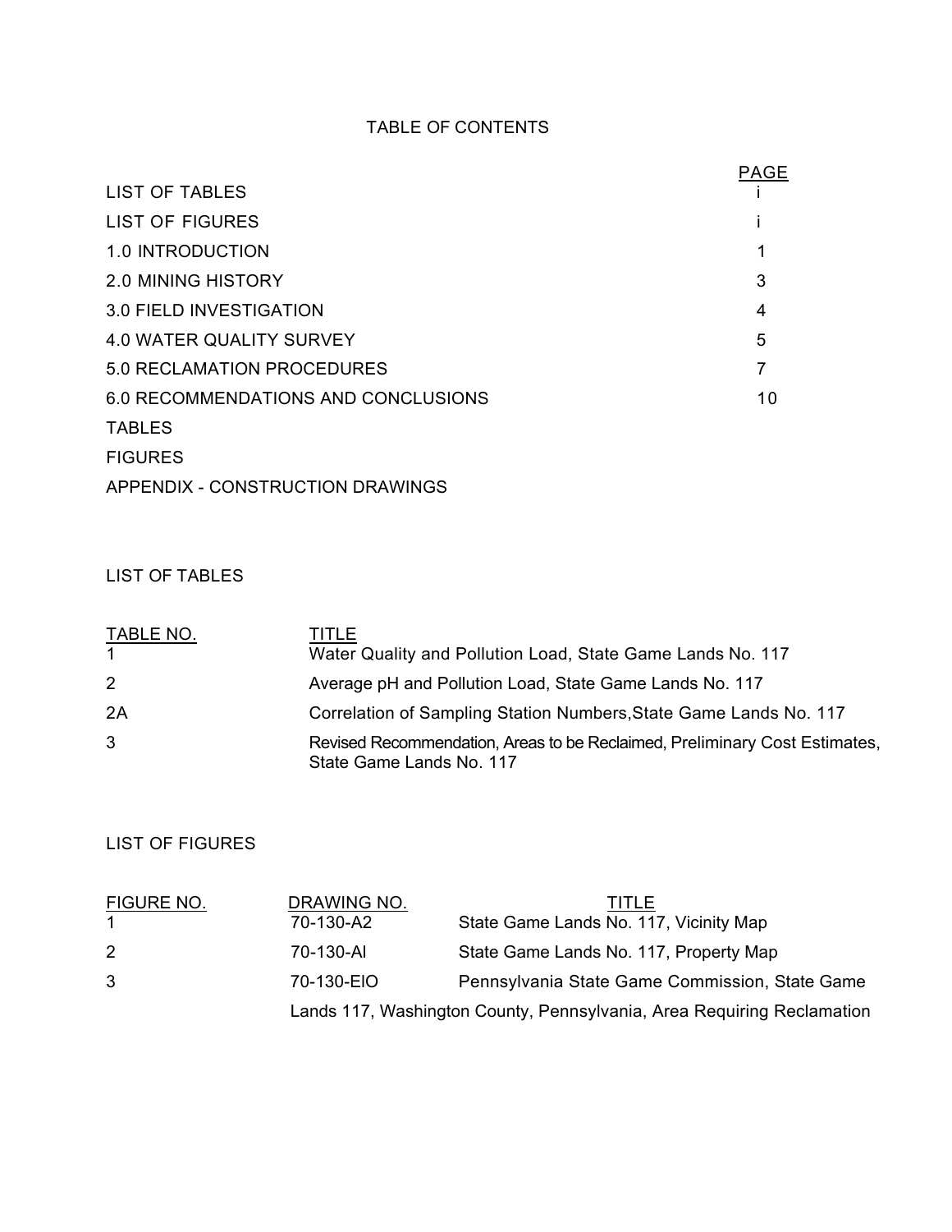# TABLE OF CONTENTS

| | PAGE |
|---|---|
| LIST OF TABLES | i |
| LIST OF FIGURES | i |
| 1.0 INTRODUCTION | 1 |
| 2.0 MINING HISTORY | 3 |
| 3.0 FIELD INVESTIGATION | 4 |
| 4.0 WATER QUALITY SURVEY | 5 |
| 5.0 RECLAMATION PROCEDURES | 7 |
| 6.0 RECOMMENDATIONS AND CONCLUSIONS | 10 |
| TABLES | |
| FIGURES | |
| APPENDIX - CONSTRUCTION DRAWINGS | |

## LIST OF TABLES

| TABLE NO. | TITLE |
|---|---|
| 1 | Water Quality and Pollution Load, State Game Lands No. 117 |
| 2 | Average pH and Pollution Load, State Game Lands No. 117 |
| 2A | Correlation of Sampling Station Numbers,State Game Lands No. 117 |
| 3 | Revised Recommendation, Areas to be Reclaimed, Preliminary Cost Estimates, State Game Lands No. 117 |

## LIST OF FIGURES

| FIGURE NO. | DRAWING NO. | TITLE |
|---|---|---|
| 1 | 70-130-A2 | State Game Lands No. 117, Vicinity Map |
| 2 | 70-130-Al | State Game Lands No. 117, Property Map |
| 3 | 70-130-EIO | Pennsylvania State Game Commission, State Game Lands 117, Washington County, Pennsylvania, Area Requiring Reclamation |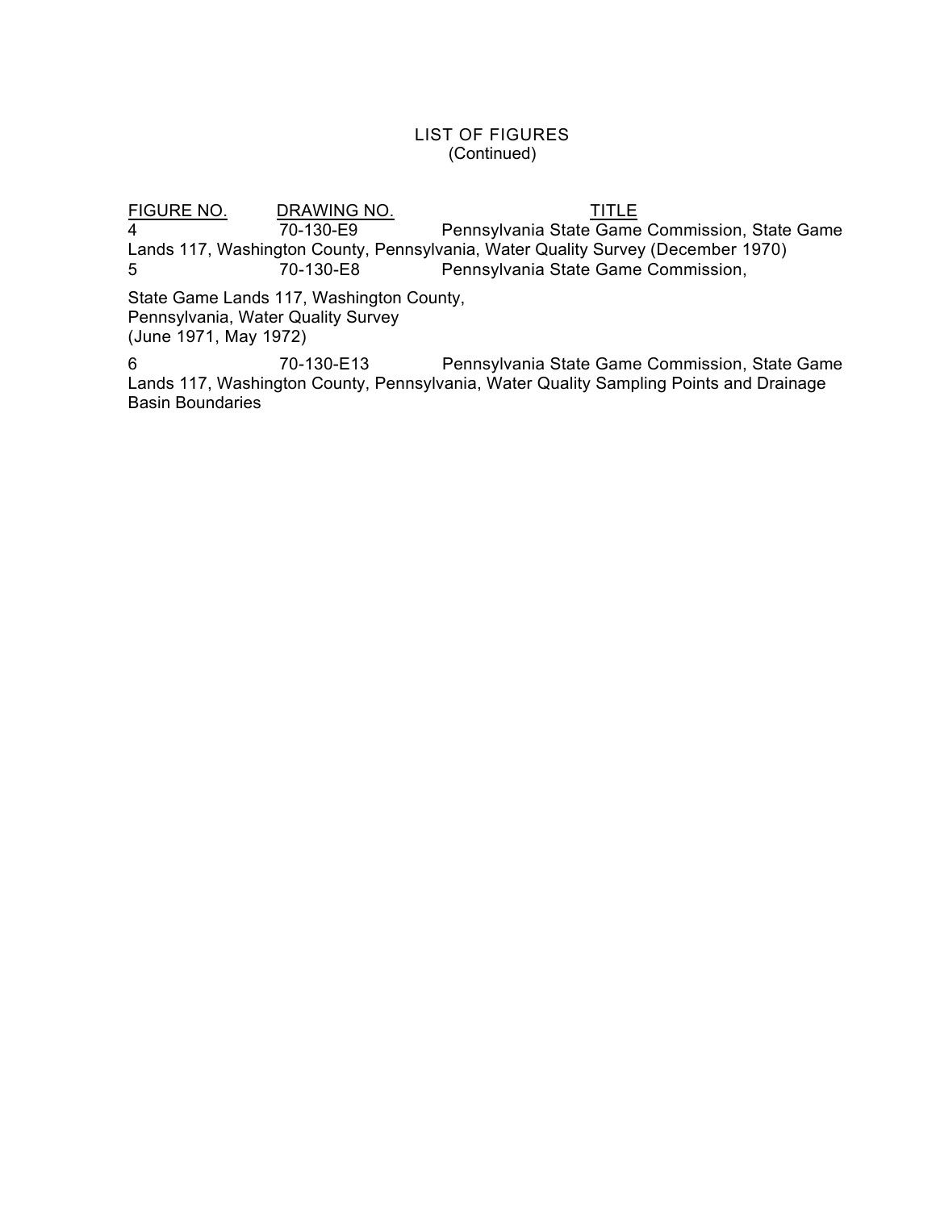# LIST OF FIGURES
(Continued)

| FIGURE NO. | DRAWING NO. | TITLE |
| --- | --- | --- |
| 4 | 70-130-E9 | Pennsylvania State Game Commission, State Game Lands 117, Washington County, Pennsylvania, Water Quality Survey (December 1970) |
| 5 | 70-130-E8 | Pennsylvania State Game Commission, State Game Lands 117, Washington County, Pennsylvania, Water Quality Survey (June 1971, May 1972) |
| 6 | 70-130-E13 | Pennsylvania State Game Commission, State Game Lands 117, Washington County, Pennsylvania, Water Quality Sampling Points and Drainage Basin Boundaries |